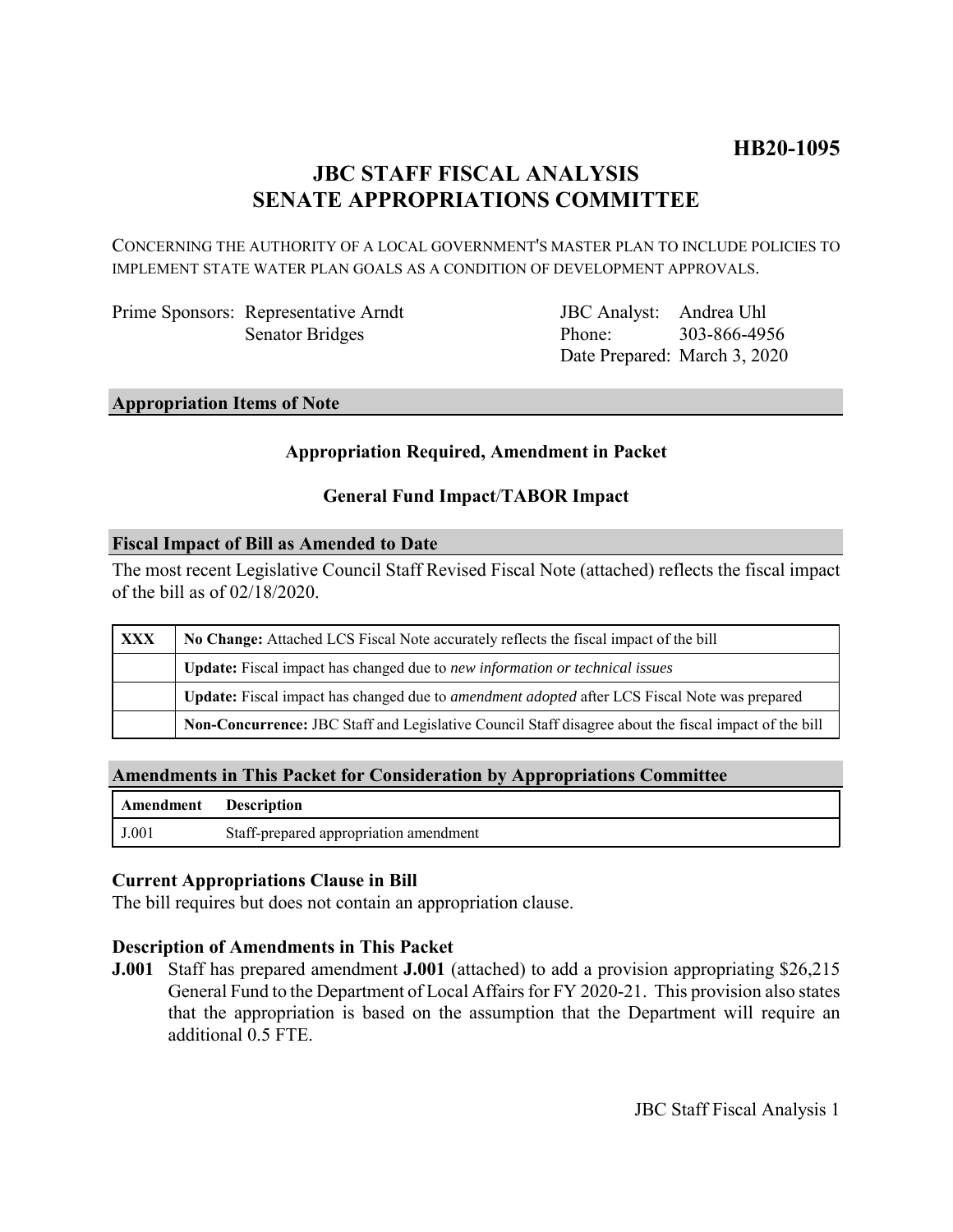**HB20-1095**

# JBC STAFF FISCAL ANALYSIS
# SENATE APPROPRIATIONS COMMITTEE

CONCERNING THE AUTHORITY OF A LOCAL GOVERNMENT'S MASTER PLAN TO INCLUDE POLICIES TO IMPLEMENT STATE WATER PLAN GOALS AS A CONDITION OF DEVELOPMENT APPROVALS.

| | | | |
|---|---|---|---|
| Prime Sponsors: | Representative Arndt | JBC Analyst: | Andrea Uhl |
| | Senator Bridges | Phone: | 303-866-4956 |
| | | Date Prepared: | March 3, 2020 |

## Appropriation Items of Note

**Appropriation Required, Amendment in Packet**

**General Fund Impact/TABOR Impact**

## Fiscal Impact of Bill as Amended to Date

The most recent Legislative Council Staff Revised Fiscal Note (attached) reflects the fiscal impact of the bill as of 02/18/2020.

| | |
|---|---|
| **XXX** | **No Change:** Attached LCS Fiscal Note accurately reflects the fiscal impact of the bill |
| | **Update:** Fiscal impact has changed due to *new information or technical issues* |
| | **Update:** Fiscal impact has changed due to *amendment adopted* after LCS Fiscal Note was prepared |
| | **Non-Concurrence:** JBC Staff and Legislative Council Staff disagree about the fiscal impact of the bill |

## Amendments in This Packet for Consideration by Appropriations Committee

| Amendment | Description |
|---|---|
| J.001 | Staff-prepared appropriation amendment |

### Current Appropriations Clause in Bill

The bill requires but does not contain an appropriation clause.

### Description of Amendments in This Packet

**J.001** Staff has prepared amendment **J.001** (attached) to add a provision appropriating $26,215 General Fund to the Department of Local Affairs for FY 2020-21. This provision also states that the appropriation is based on the assumption that the Department will require an additional 0.5 FTE.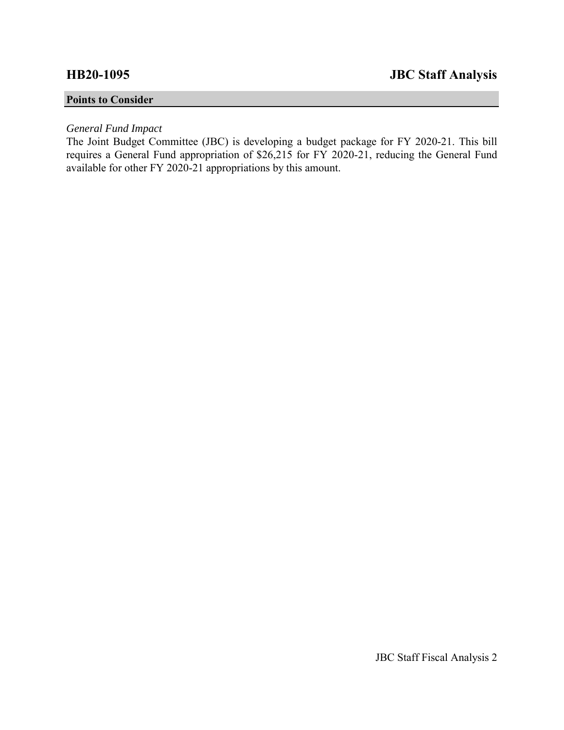## Points to Consider

*General Fund Impact*

The Joint Budget Committee (JBC) is developing a budget package for FY 2020-21. This bill requires a General Fund appropriation of $26,215 for FY 2020-21, reducing the General Fund available for other FY 2020-21 appropriations by this amount.